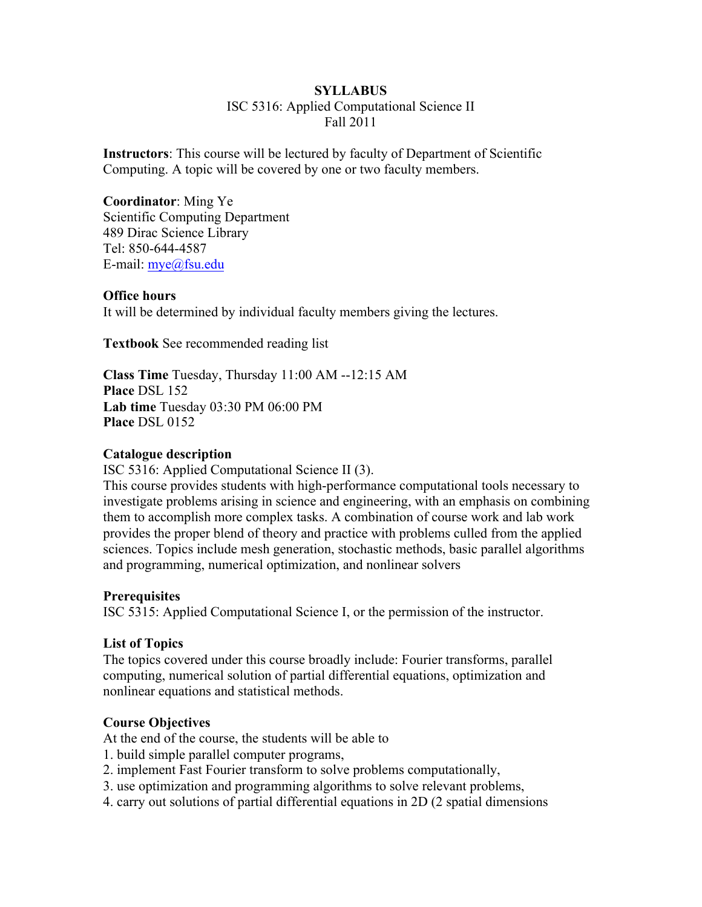# SYLLABUS

ISC 5316: Applied Computational Science II
Fall 2011

**Instructors**: This course will be lectured by faculty of Department of Scientific Computing. A topic will be covered by one or two faculty members.

**Coordinator**: Ming Ye
Scientific Computing Department
489 Dirac Science Library
Tel: 850-644-4587
E-mail: mye@fsu.edu

**Office hours**
It will be determined by individual faculty members giving the lectures.

**Textbook** See recommended reading list

**Class Time** Tuesday, Thursday 11:00 AM --12:15 AM
**Place** DSL 152
**Lab time** Tuesday 03:30 PM 06:00 PM
**Place** DSL 0152

**Catalogue description**
ISC 5316: Applied Computational Science II (3).
This course provides students with high-performance computational tools necessary to investigate problems arising in science and engineering, with an emphasis on combining them to accomplish more complex tasks. A combination of course work and lab work provides the proper blend of theory and practice with problems culled from the applied sciences. Topics include mesh generation, stochastic methods, basic parallel algorithms and programming, numerical optimization, and nonlinear solvers

**Prerequisites**
ISC 5315: Applied Computational Science I, or the permission of the instructor.

**List of Topics**
The topics covered under this course broadly include: Fourier transforms, parallel computing, numerical solution of partial differential equations, optimization and nonlinear equations and statistical methods.

**Course Objectives**
At the end of the course, the students will be able to
1. build simple parallel computer programs,
2. implement Fast Fourier transform to solve problems computationally,
3. use optimization and programming algorithms to solve relevant problems,
4. carry out solutions of partial differential equations in 2D (2 spatial dimensions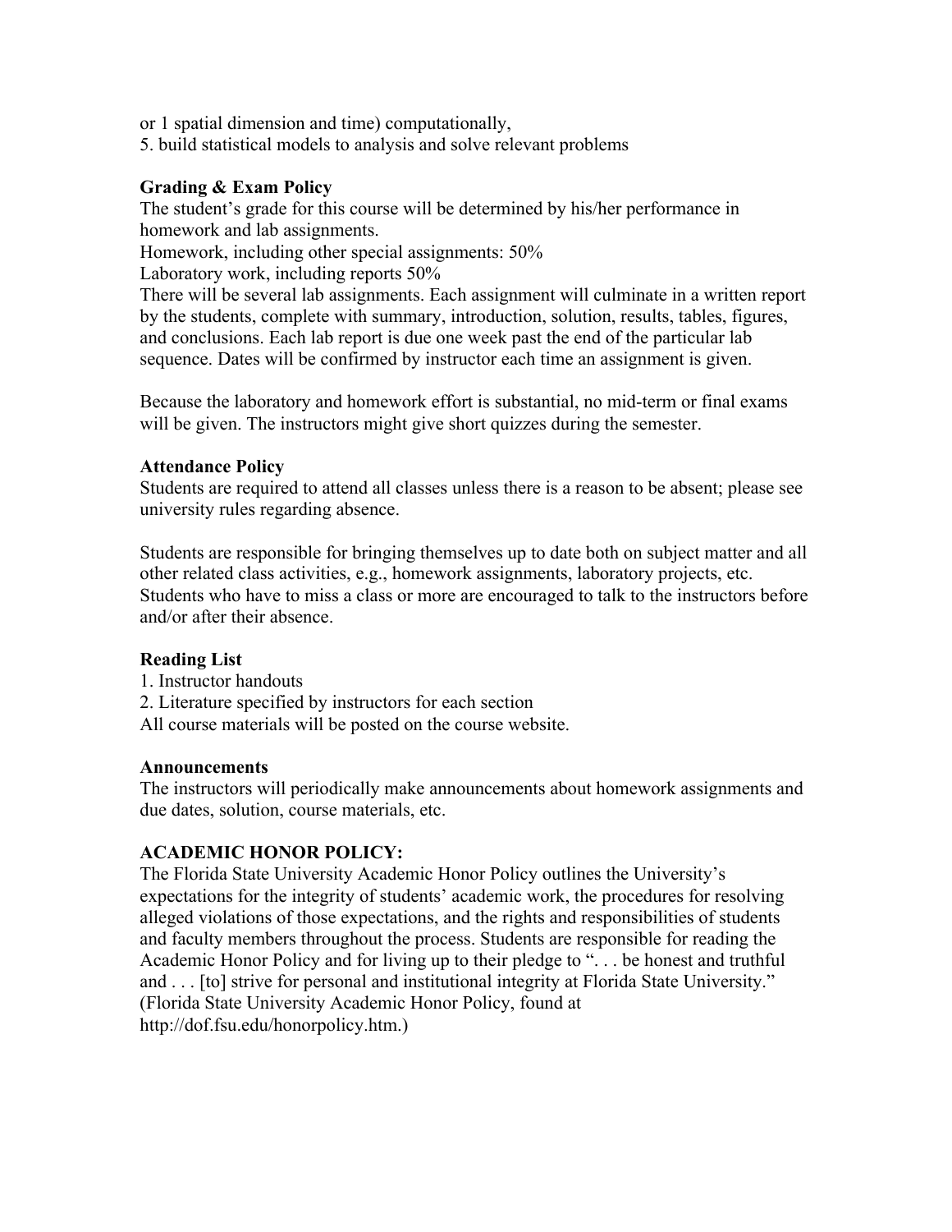or 1 spatial dimension and time) computationally,

5. build statistical models to analysis and solve relevant problems

**Grading & Exam Policy**

The student's grade for this course will be determined by his/her performance in homework and lab assignments.

Homework, including other special assignments: 50%

Laboratory work, including reports 50%

There will be several lab assignments. Each assignment will culminate in a written report by the students, complete with summary, introduction, solution, results, tables, figures, and conclusions. Each lab report is due one week past the end of the particular lab sequence. Dates will be confirmed by instructor each time an assignment is given.

Because the laboratory and homework effort is substantial, no mid-term or final exams will be given. The instructors might give short quizzes during the semester.

**Attendance Policy**

Students are required to attend all classes unless there is a reason to be absent; please see university rules regarding absence.

Students are responsible for bringing themselves up to date both on subject matter and all other related class activities, e.g., homework assignments, laboratory projects, etc. Students who have to miss a class or more are encouraged to talk to the instructors before and/or after their absence.

**Reading List**

1. Instructor handouts
2. Literature specified by instructors for each section

All course materials will be posted on the course website.

**Announcements**

The instructors will periodically make announcements about homework assignments and due dates, solution, course materials, etc.

**ACADEMIC HONOR POLICY:**

The Florida State University Academic Honor Policy outlines the University's expectations for the integrity of students' academic work, the procedures for resolving alleged violations of those expectations, and the rights and responsibilities of students and faculty members throughout the process. Students are responsible for reading the Academic Honor Policy and for living up to their pledge to ". . . be honest and truthful and . . . [to] strive for personal and institutional integrity at Florida State University." (Florida State University Academic Honor Policy, found at http://dof.fsu.edu/honorpolicy.htm.)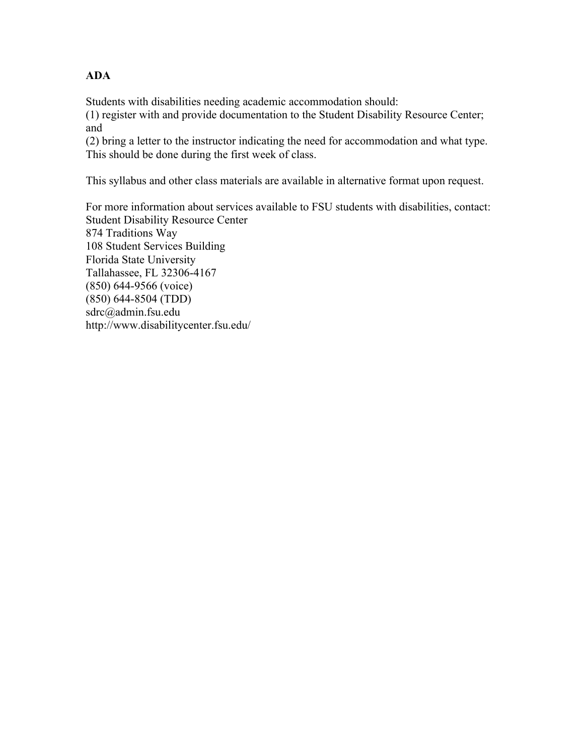## ADA

Students with disabilities needing academic accommodation should:
(1) register with and provide documentation to the Student Disability Resource Center; and
(2) bring a letter to the instructor indicating the need for accommodation and what type. This should be done during the first week of class.

This syllabus and other class materials are available in alternative format upon request.

For more information about services available to FSU students with disabilities, contact:
Student Disability Resource Center
874 Traditions Way
108 Student Services Building
Florida State University
Tallahassee, FL 32306-4167
(850) 644-9566 (voice)
(850) 644-8504 (TDD)
sdrc@admin.fsu.edu
http://www.disabilitycenter.fsu.edu/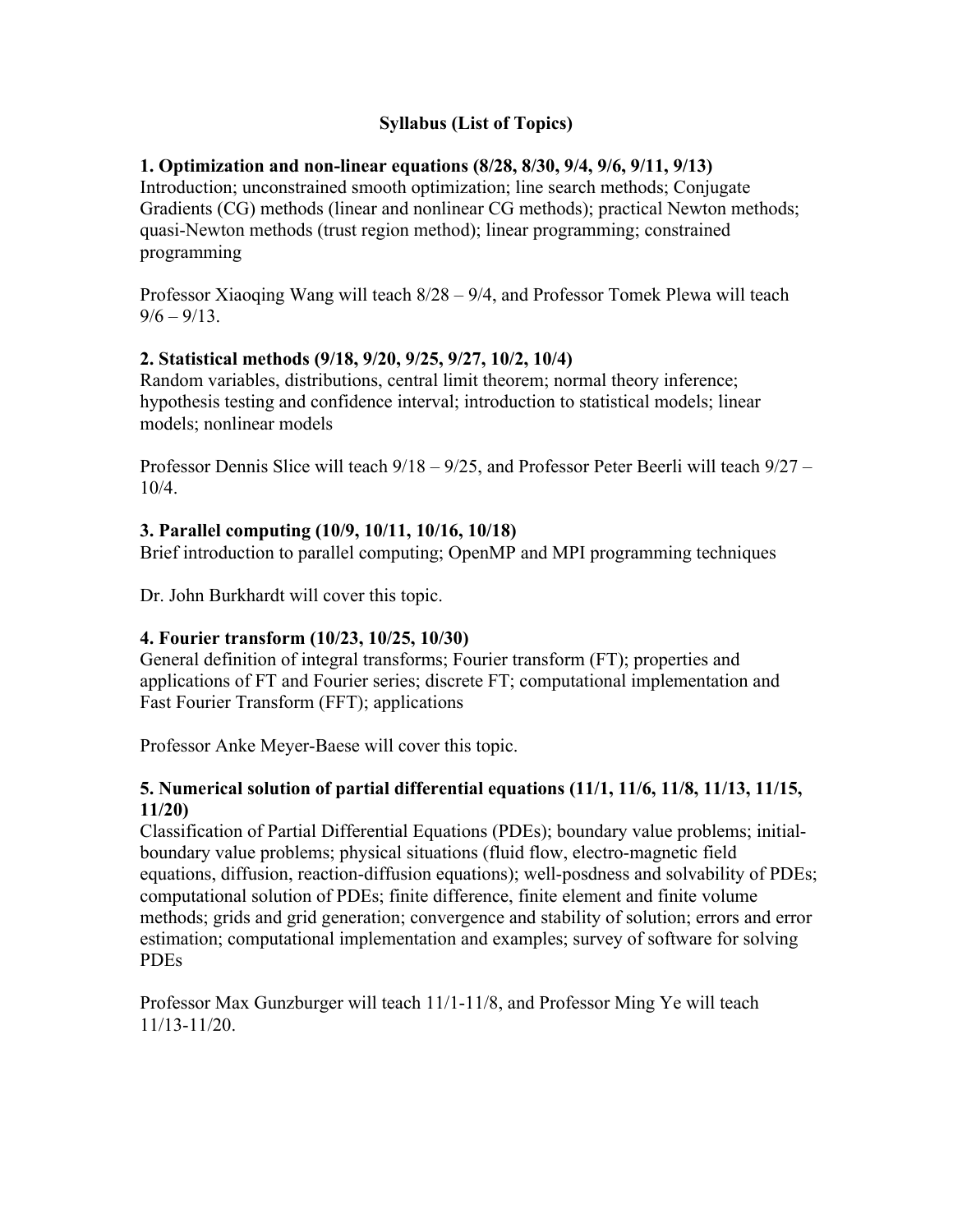## Syllabus (List of Topics)

### 1. Optimization and non-linear equations (8/28, 8/30, 9/4, 9/6, 9/11, 9/13)

Introduction; unconstrained smooth optimization; line search methods; Conjugate Gradients (CG) methods (linear and nonlinear CG methods); practical Newton methods; quasi-Newton methods (trust region method); linear programming; constrained programming

Professor Xiaoqing Wang will teach 8/28 – 9/4, and Professor Tomek Plewa will teach 9/6 – 9/13.

### 2. Statistical methods (9/18, 9/20, 9/25, 9/27, 10/2, 10/4)

Random variables, distributions, central limit theorem; normal theory inference; hypothesis testing and confidence interval; introduction to statistical models; linear models; nonlinear models

Professor Dennis Slice will teach 9/18 – 9/25, and Professor Peter Beerli will teach 9/27 – 10/4.

### 3. Parallel computing (10/9, 10/11, 10/16, 10/18)

Brief introduction to parallel computing; OpenMP and MPI programming techniques

Dr. John Burkhardt will cover this topic.

### 4. Fourier transform (10/23, 10/25, 10/30)

General definition of integral transforms; Fourier transform (FT); properties and applications of FT and Fourier series; discrete FT; computational implementation and Fast Fourier Transform (FFT); applications

Professor Anke Meyer-Baese will cover this topic.

### 5. Numerical solution of partial differential equations (11/1, 11/6, 11/8, 11/13, 11/15, 11/20)

Classification of Partial Differential Equations (PDEs); boundary value problems; initial-boundary value problems; physical situations (fluid flow, electro-magnetic field equations, diffusion, reaction-diffusion equations); well-posdness and solvability of PDEs; computational solution of PDEs; finite difference, finite element and finite volume methods; grids and grid generation; convergence and stability of solution; errors and error estimation; computational implementation and examples; survey of software for solving PDEs

Professor Max Gunzburger will teach 11/1-11/8, and Professor Ming Ye will teach 11/13-11/20.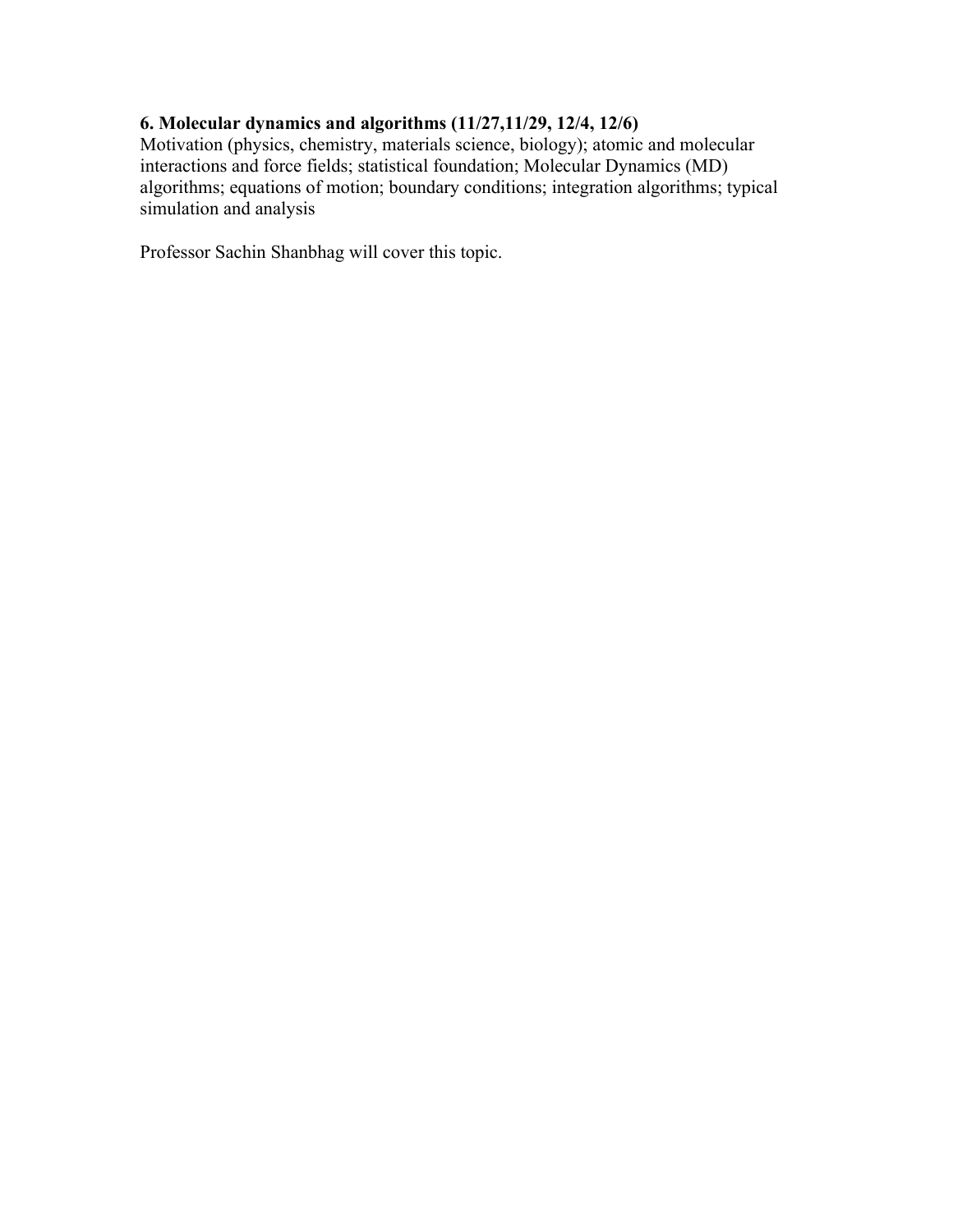**6. Molecular dynamics and algorithms (11/27,11/29, 12/4, 12/6)**
Motivation (physics, chemistry, materials science, biology); atomic and molecular interactions and force fields; statistical foundation; Molecular Dynamics (MD) algorithms; equations of motion; boundary conditions; integration algorithms; typical simulation and analysis

Professor Sachin Shanbhag will cover this topic.